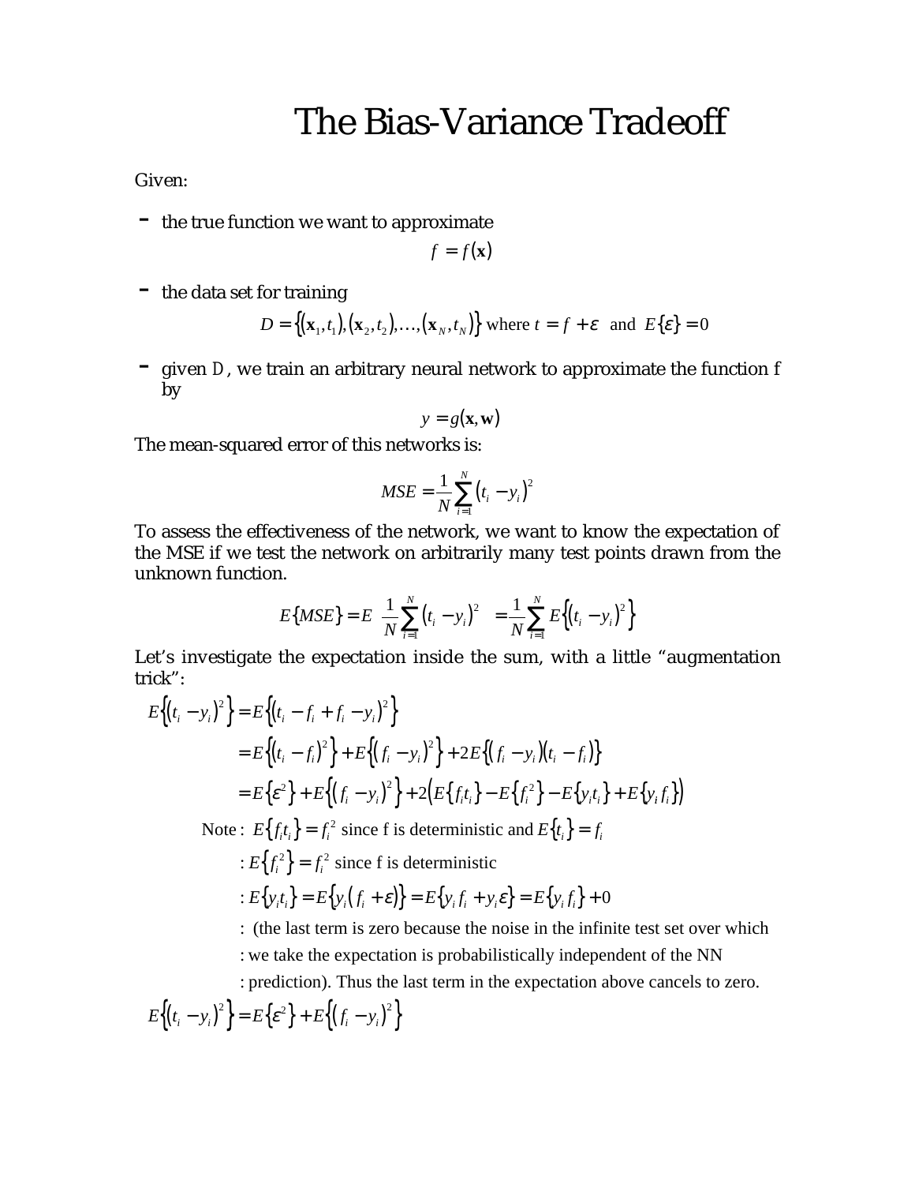# The Bias-Variance Tradeoff

Given:

- the true function we want to approximate

$$f = f(\mathbf{x})$$

- the data set for training

$$D = \{(\mathbf{x}_1, t_1), (\mathbf{x}_2, t_2), \ldots, (\mathbf{x}_N, t_N)\} \text{ where } t = f + \varepsilon \text{ and } E\{\varepsilon\} = 0$$

- given D, we train an arbitrary neural network to approximate the function f by

$$y = g(\mathbf{x}, \mathbf{w})$$

The mean-squared error of this networks is:

$$MSE = \frac{1}{N}\sum_{i=1}^{N}(t_i - y_i)^2$$

To assess the effectiveness of the network, we want to know the expectation of the MSE if we test the network on arbitrarily many test points drawn from the unknown function.

$$E\{MSE\} = E\left[\frac{1}{N}\sum_{i=1}^{N}(t_i - y_i)^2\right] = \frac{1}{N}\sum_{i=1}^{N}E\left\{(t_i - y_i)^2\right\}$$

Let's investigate the expectation inside the sum, with a little "augmentation trick":

$$
\begin{aligned}
E\left\{(t_i - y_i)^2\right\} &= E\left\{(t_i - f_i + f_i - y_i)^2\right\} \\
&= E\left\{(t_i - f_i)^2\right\} + E\left\{(f_i - y_i)^2\right\} + 2E\left\{(f_i - y_i)(t_i - f_i)\right\} \\
&= E\left\{\varepsilon^2\right\} + E\left\{(f_i - y_i)^2\right\} + 2\left(E\left\{f_i t_i\right\} - E\left\{f_i^2\right\} - E\left\{y_i t_i\right\} + E\left\{y_i f_i\right\}\right)
\end{aligned}
$$

Note : $E\{f_i t_i\} = f_i^2$ since f is deterministic and $E\{t_i\} = f_i$

: $E\{f_i^2\} = f_i^2$ since f is deterministic

: $E\{y_i t_i\} = E\{y_i(f_i + \varepsilon)\} = E\{y_i f_i + y_i \varepsilon\} = E\{y_i f_i\} + 0$

: (the last term is zero because the noise in the infinite test set over which

: we take the expectation is probabilistically independent of the NN

: prediction). Thus the last term in the expectation above cancels to zero.

$$E\left\{(t_i - y_i)^2\right\} = E\left\{\varepsilon^2\right\} + E\left\{(f_i - y_i)^2\right\}$$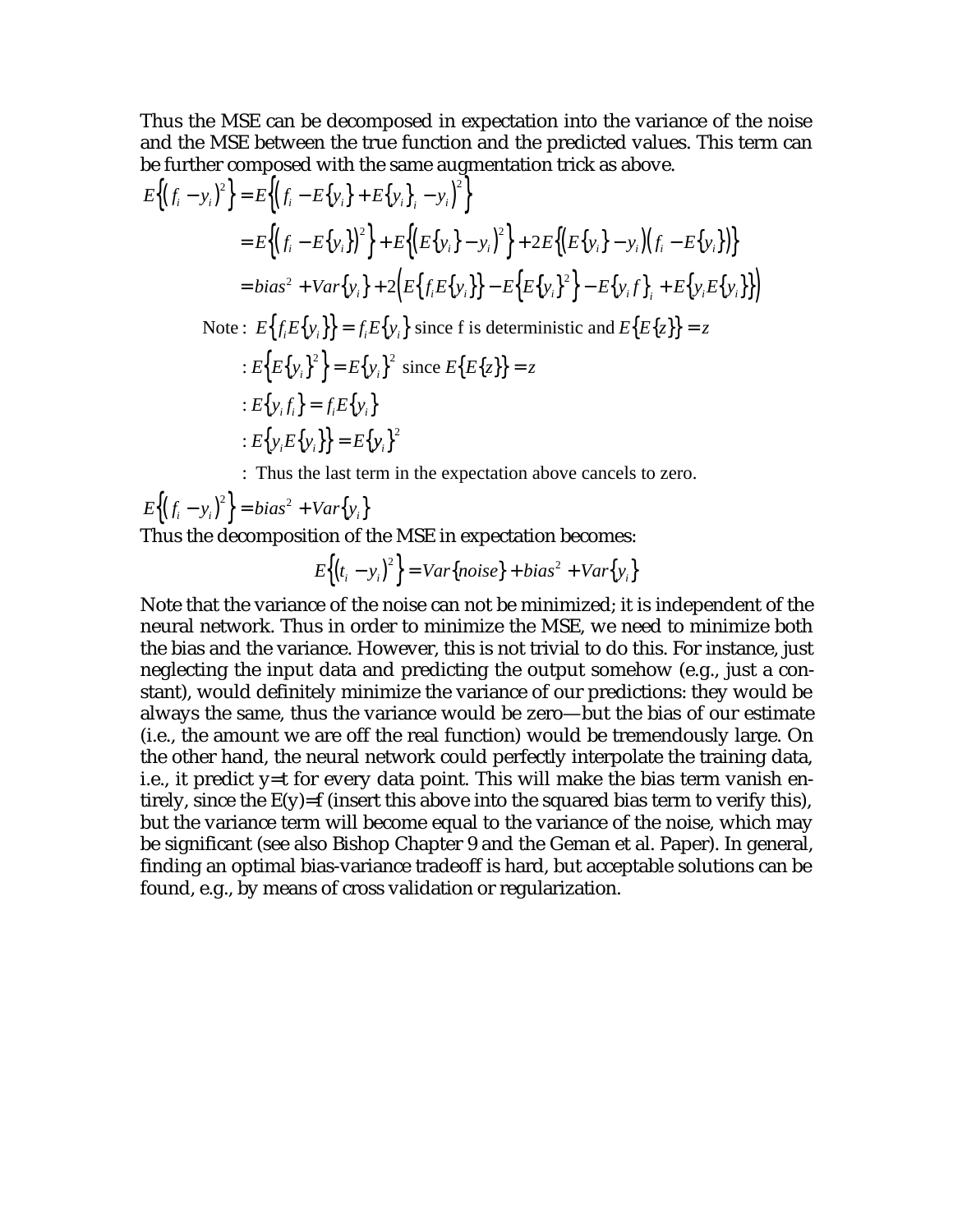Thus the MSE can be decomposed in expectation into the variance of the noise and the MSE between the true function and the predicted values. This term can be further composed with the same augmentation trick as above.

$$E\left\{\left(f_i - y_i\right)^2\right\} = E\left\{\left(f_i - E\{y_i\} + E\{y_i\}_i - y_i\right)^2\right\}$$

$$= E\left\{\left(f_i - E\{y_i\}\right)^2\right\} + E\left\{\left(E\{y_i\} - y_i\right)^2\right\} + 2E\left\{\left(E\{y_i\} - y_i\right)\left(f_i - E\{y_i\}\right)\right\}$$

$$= bias^2 + Var\{y_i\} + 2\left(E\left\{f_i E\{y_i\}\right\} - E\left\{E\{y_i\}^2\right\} - E\{y_i f\}_i + E\left\{y_i E\{y_i\}\right\}\right)$$

Note : $E\left\{f_i E\{y_i\}\right\} = f_i E\{y_i\}$ since f is deterministic and $E\{E\{z\}\} = z$

: $E\left\{E\{y_i\}^2\right\} = E\{y_i\}^2$ since $E\{E\{z\}\} = z$

: $E\{y_i f_i\} = f_i E\{y_i\}$

: $E\left\{y_i E\{y_i\}\right\} = E\{y_i\}^2$

: Thus the last term in the expectation above cancels to zero.

$$E\left\{\left(f_i - y_i\right)^2\right\} = bias^2 + Var\{y_i\}$$

Thus the decomposition of the MSE in expectation becomes:

$$E\left\{\left(t_i - y_i\right)^2\right\} = Var\{noise\} + bias^2 + Var\{y_i\}$$

Note that the variance of the noise can not be minimized; it is independent of the neural network. Thus in order to minimize the MSE, we need to minimize both the bias and the variance. However, this is not trivial to do this. For instance, just neglecting the input data and predicting the output somehow (e.g., just a constant), would definitely minimize the variance of our predictions: they would be always the same, thus the variance would be zero—but the bias of our estimate (i.e., the amount we are off the real function) would be tremendously large. On the other hand, the neural network could perfectly interpolate the training data, i.e., it predict y=t for every data point. This will make the bias term vanish entirely, since the E(y)=f (insert this above into the squared bias term to verify this), but the variance term will become equal to the variance of the noise, which may be significant (see also Bishop Chapter 9 and the Geman et al. Paper). In general, finding an optimal bias-variance tradeoff is hard, but acceptable solutions can be found, e.g., by means of cross validation or regularization.